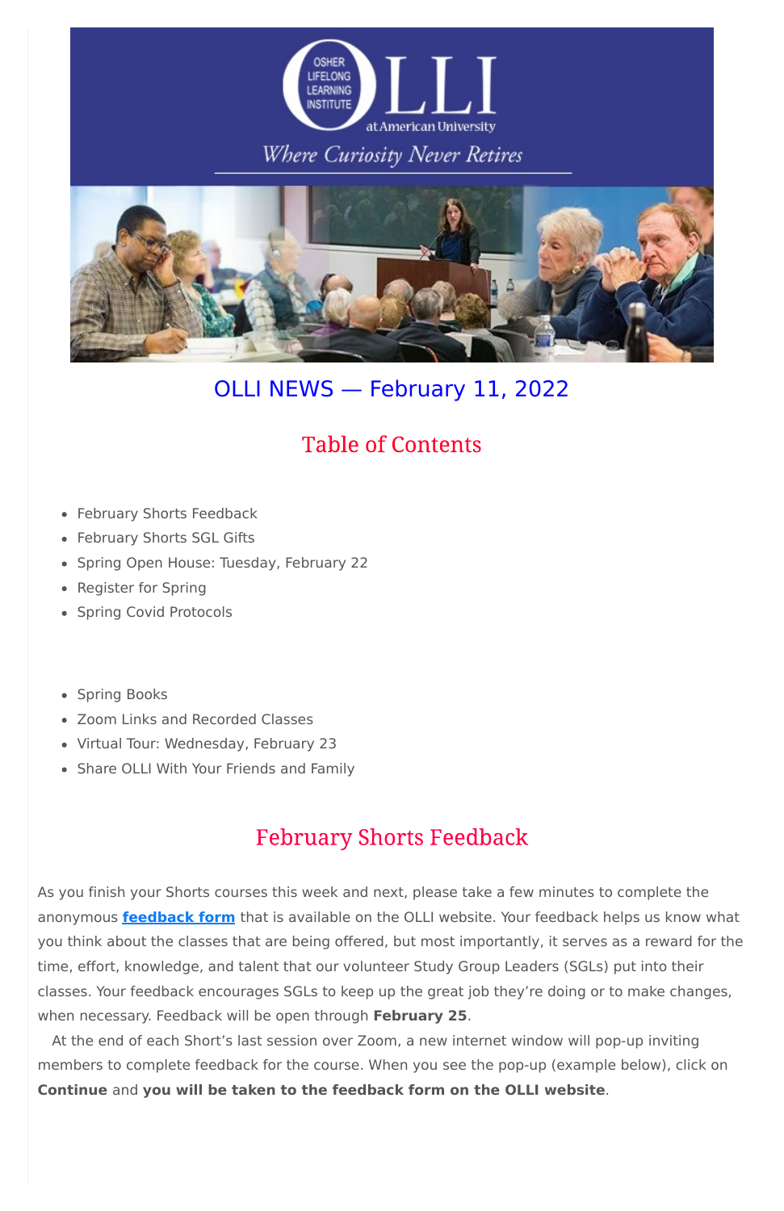# OLLI NEWS — February 11, 2022

## Table of Contents

- February Shorts Feedback
- February Shorts SGL Gifts
- Spring Open House: Tuesday, February 22
- Register for Spring
- Spring Covid Protocols

- Spring Books
- Zoom Links and Recorded Classes
- Virtual Tour: Wednesday, February 23
- Share OLLI With Your Friends and Family

## February Shorts Feedback

As you finish your Shorts courses this week and next, please take a few minutes to complete the anonymous **feedback form** that is available on the OLLI website. Your feedback helps us know what you think about the classes that are being offered, but most importantly, it serves as a reward for the time, effort, knowledge, and talent that our volunteer Study Group Leaders (SGLs) put into their classes. Your feedback encourages SGLs to keep up the great job they're doing or to make changes, when necessary. Feedback will be open through **February 25**.

At the end of each Short's last session over Zoom, a new internet window will pop-up inviting members to complete feedback for the course. When you see the pop-up (example below), click on **Continue** and **you will be taken to the feedback form on the OLLI website**.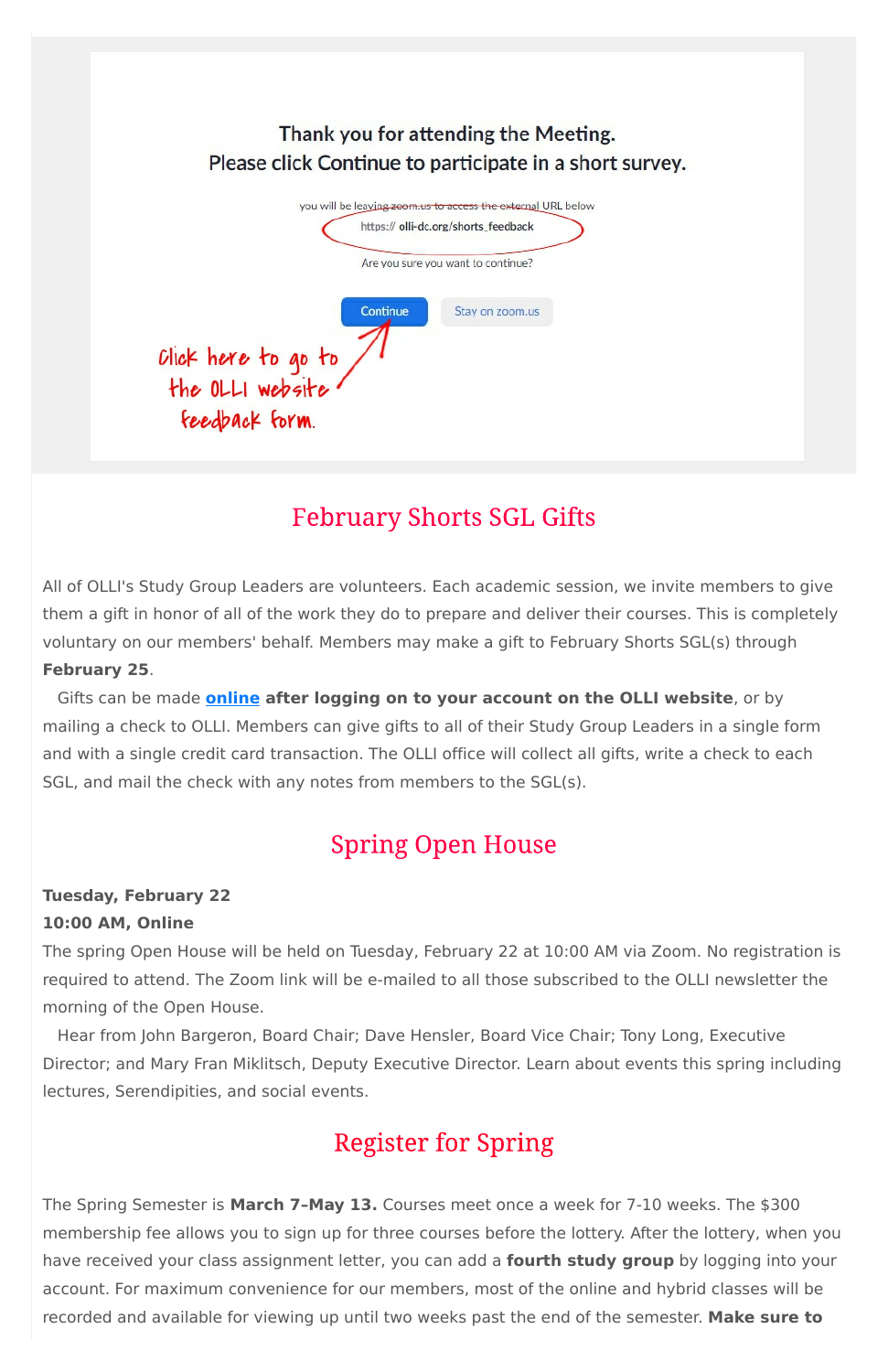Thank you for attending the Meeting.
Please click Continue to participate in a short survey.

you will be leaving zoom.us to access the external URL below

https:// olli-dc.org/shorts_feedback

Are you sure you want to continue?

Continue | Stay on zoom.us

Click here to go to the OLLI website feedback form.

## February Shorts SGL Gifts

All of OLLI's Study Group Leaders are volunteers. Each academic session, we invite members to give them a gift in honor of all of the work they do to prepare and deliver their courses. This is completely voluntary on our members' behalf. Members may make a gift to February Shorts SGL(s) through **February 25**.

Gifts can be made **online after logging on to your account on the OLLI website**, or by mailing a check to OLLI. Members can give gifts to all of their Study Group Leaders in a single form and with a single credit card transaction. The OLLI office will collect all gifts, write a check to each SGL, and mail the check with any notes from members to the SGL(s).

## Spring Open House

**Tuesday, February 22**
**10:00 AM, Online**
The spring Open House will be held on Tuesday, February 22 at 10:00 AM via Zoom. No registration is required to attend. The Zoom link will be e-mailed to all those subscribed to the OLLI newsletter the morning of the Open House.

Hear from John Bargeron, Board Chair; Dave Hensler, Board Vice Chair; Tony Long, Executive Director; and Mary Fran Miklitsch, Deputy Executive Director. Learn about events this spring including lectures, Serendipities, and social events.

## Register for Spring

The Spring Semester is **March 7-May 13.** Courses meet once a week for 7-10 weeks. The $300 membership fee allows you to sign up for three courses before the lottery. After the lottery, when you have received your class assignment letter, you can add a **fourth study group** by logging into your account. For maximum convenience for our members, most of the online and hybrid classes will be recorded and available for viewing up until two weeks past the end of the semester. **Make sure to**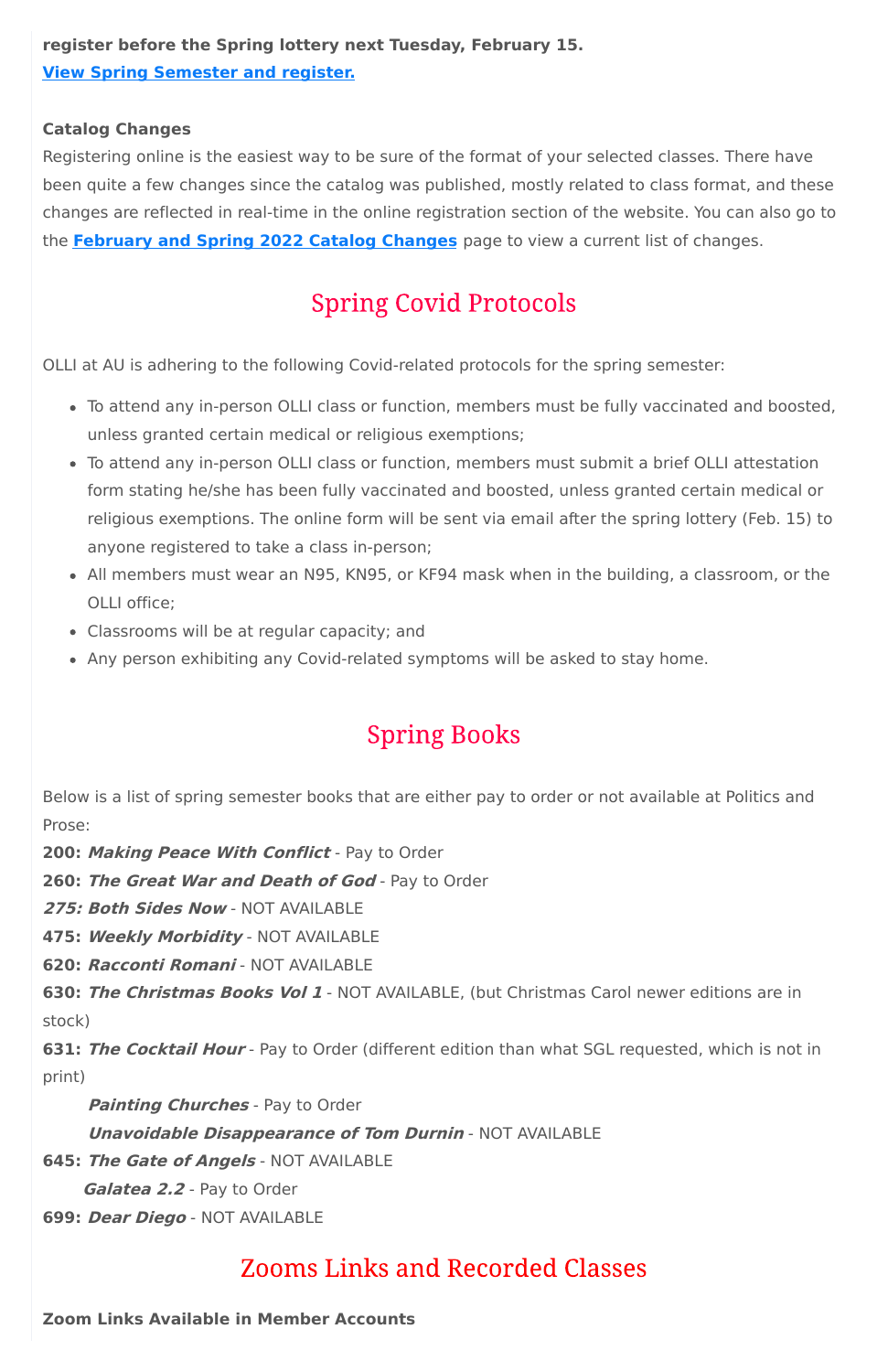**register before the Spring lottery next Tuesday, February 15.**
**[View Spring Semester and register.]()**

**Catalog Changes**
Registering online is the easiest way to be sure of the format of your selected classes. There have been quite a few changes since the catalog was published, mostly related to class format, and these changes are reflected in real-time in the online registration section of the website. You can also go to the **February and Spring 2022 Catalog Changes** page to view a current list of changes.

## Spring Covid Protocols

OLLI at AU is adhering to the following Covid-related protocols for the spring semester:

- To attend any in-person OLLI class or function, members must be fully vaccinated and boosted, unless granted certain medical or religious exemptions;
- To attend any in-person OLLI class or function, members must submit a brief OLLI attestation form stating he/she has been fully vaccinated and boosted, unless granted certain medical or religious exemptions. The online form will be sent via email after the spring lottery (Feb. 15) to anyone registered to take a class in-person;
- All members must wear an N95, KN95, or KF94 mask when in the building, a classroom, or the OLLI office;
- Classrooms will be at regular capacity; and
- Any person exhibiting any Covid-related symptoms will be asked to stay home.

## Spring Books

Below is a list of spring semester books that are either pay to order or not available at Politics and Prose:

**200:** ***Making Peace With Conflict*** - Pay to Order
**260:** ***The Great War and Death of God*** - Pay to Order
***275: Both Sides Now*** - NOT AVAILABLE
**475:** ***Weekly Morbidity*** - NOT AVAILABLE
**620:** ***Racconti Romani*** - NOT AVAILABLE
**630:** ***The Christmas Books Vol 1*** - NOT AVAILABLE, (but Christmas Carol newer editions are in stock)
**631:** ***The Cocktail Hour*** - Pay to Order (different edition than what SGL requested, which is not in print)
***Painting Churches*** - Pay to Order
***Unavoidable Disappearance of Tom Durnin*** - NOT AVAILABLE
**645:** ***The Gate of Angels*** - NOT AVAILABLE
***Galatea 2.2*** - Pay to Order
**699:** ***Dear Diego*** - NOT AVAILABLE

## Zooms Links and Recorded Classes

**Zoom Links Available in Member Accounts**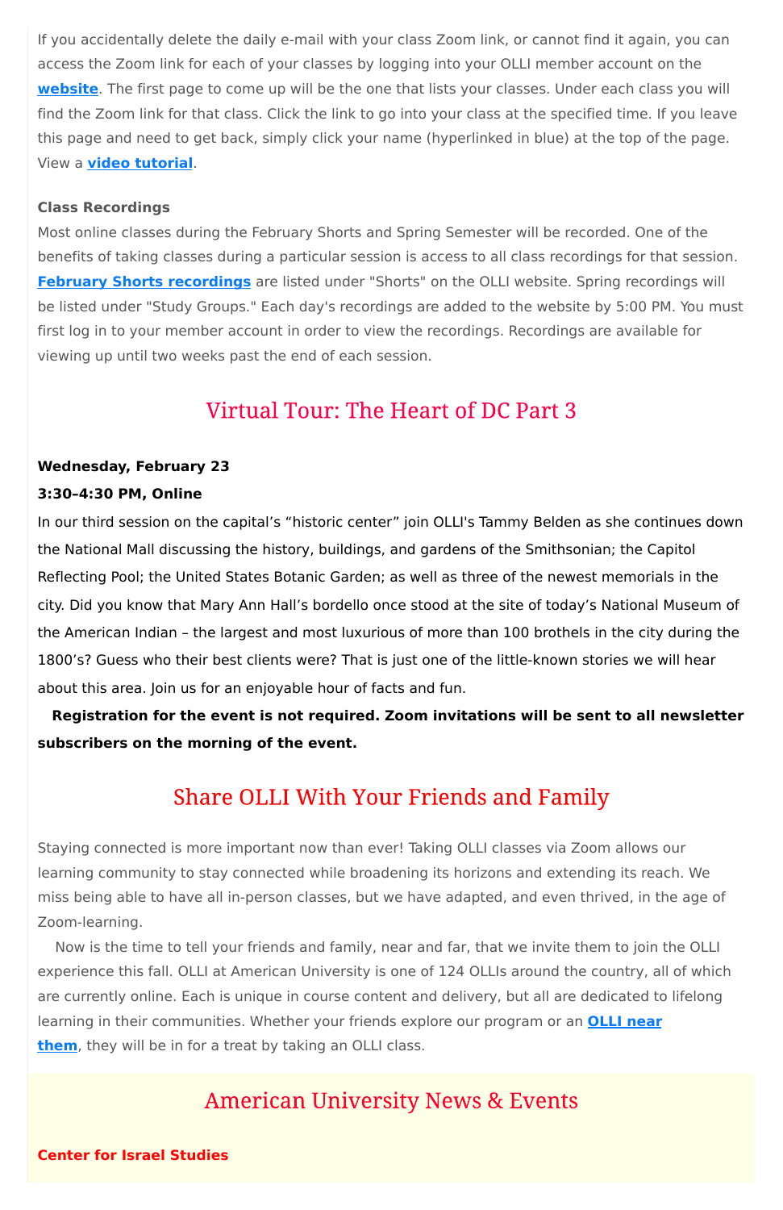If you accidentally delete the daily e-mail with your class Zoom link, or cannot find it again, you can access the Zoom link for each of your classes by logging into your OLLI member account on the **website**. The first page to come up will be the one that lists your classes. Under each class you will find the Zoom link for that class. Click the link to go into your class at the specified time. If you leave this page and need to get back, simply click your name (hyperlinked in blue) at the top of the page. View a **video tutorial**.

**Class Recordings**

Most online classes during the February Shorts and Spring Semester will be recorded. One of the benefits of taking classes during a particular session is access to all class recordings for that session. **February Shorts recordings** are listed under "Shorts" on the OLLI website. Spring recordings will be listed under "Study Groups." Each day's recordings are added to the website by 5:00 PM. You must first log in to your member account in order to view the recordings. Recordings are available for viewing up until two weeks past the end of each session.

## Virtual Tour: The Heart of DC Part 3

**Wednesday, February 23**

**3:30–4:30 PM, Online**

In our third session on the capital's "historic center" join OLLI's Tammy Belden as she continues down the National Mall discussing the history, buildings, and gardens of the Smithsonian; the Capitol Reflecting Pool; the United States Botanic Garden; as well as three of the newest memorials in the city. Did you know that Mary Ann Hall's bordello once stood at the site of today's National Museum of the American Indian – the largest and most luxurious of more than 100 brothels in the city during the 1800's? Guess who their best clients were? That is just one of the little-known stories we will hear about this area. Join us for an enjoyable hour of facts and fun.

**Registration for the event is not required. Zoom invitations will be sent to all newsletter subscribers on the morning of the event.**

## Share OLLI With Your Friends and Family

Staying connected is more important now than ever! Taking OLLI classes via Zoom allows our learning community to stay connected while broadening its horizons and extending its reach. We miss being able to have all in-person classes, but we have adapted, and even thrived, in the age of Zoom-learning.

Now is the time to tell your friends and family, near and far, that we invite them to join the OLLI experience this fall. OLLI at American University is one of 124 OLLIs around the country, all of which are currently online. Each is unique in course content and delivery, but all are dedicated to lifelong learning in their communities. Whether your friends explore our program or an **OLLI near them**, they will be in for a treat by taking an OLLI class.

## American University News & Events

**Center for Israel Studies**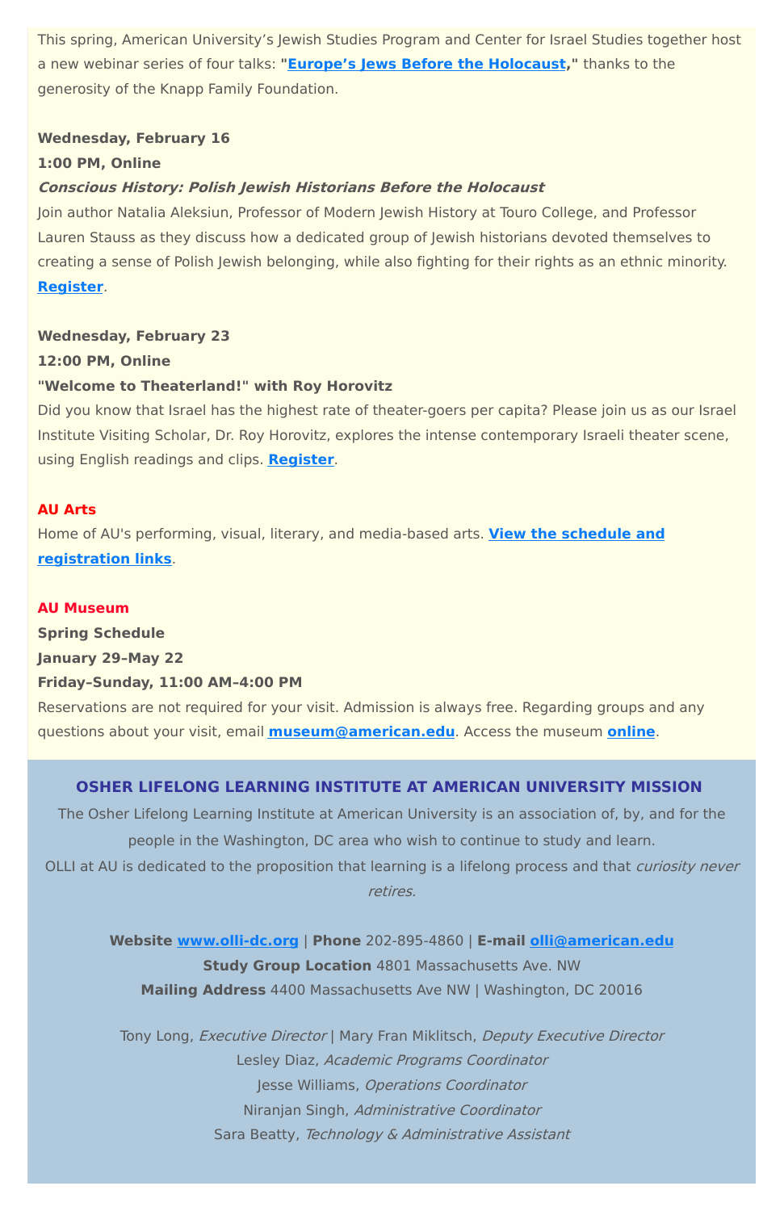This spring, American University's Jewish Studies Program and Center for Israel Studies together host a new webinar series of four talks: "**Europe's Jews Before the Holocaust**," thanks to the generosity of the Knapp Family Foundation.

**Wednesday, February 16**
**1:00 PM, Online**
***Conscious History: Polish Jewish Historians Before the Holocaust***
Join author Natalia Aleksiun, Professor of Modern Jewish History at Touro College, and Professor Lauren Stauss as they discuss how a dedicated group of Jewish historians devoted themselves to creating a sense of Polish Jewish belonging, while also fighting for their rights as an ethnic minority. **Register**.

**Wednesday, February 23**
**12:00 PM, Online**
**"Welcome to Theaterland!" with Roy Horovitz**
Did you know that Israel has the highest rate of theater-goers per capita? Please join us as our Israel Institute Visiting Scholar, Dr. Roy Horovitz, explores the intense contemporary Israeli theater scene, using English readings and clips. **Register**.

**AU Arts**
Home of AU's performing, visual, literary, and media-based arts. **View the schedule and registration links**.

**AU Museum**
**Spring Schedule**
**January 29–May 22**
**Friday–Sunday, 11:00 AM–4:00 PM**
Reservations are not required for your visit. Admission is always free. Regarding groups and any questions about your visit, email **museum@american.edu**. Access the museum **online**.

## OSHER LIFELONG LEARNING INSTITUTE AT AMERICAN UNIVERSITY MISSION

The Osher Lifelong Learning Institute at American University is an association of, by, and for the people in the Washington, DC area who wish to continue to study and learn.
OLLI at AU is dedicated to the proposition that learning is a lifelong process and that *curiosity never retires.*

**Website** www.olli-dc.org | **Phone** 202-895-4860 | **E-mail** olli@american.edu
**Study Group Location** 4801 Massachusetts Ave. NW
**Mailing Address** 4400 Massachusetts Ave NW | Washington, DC 20016

Tony Long, *Executive Director* | Mary Fran Miklitsch, *Deputy Executive Director*
Lesley Diaz, *Academic Programs Coordinator*
Jesse Williams, *Operations Coordinator*
Niranjan Singh, *Administrative Coordinator*
Sara Beatty, *Technology & Administrative Assistant*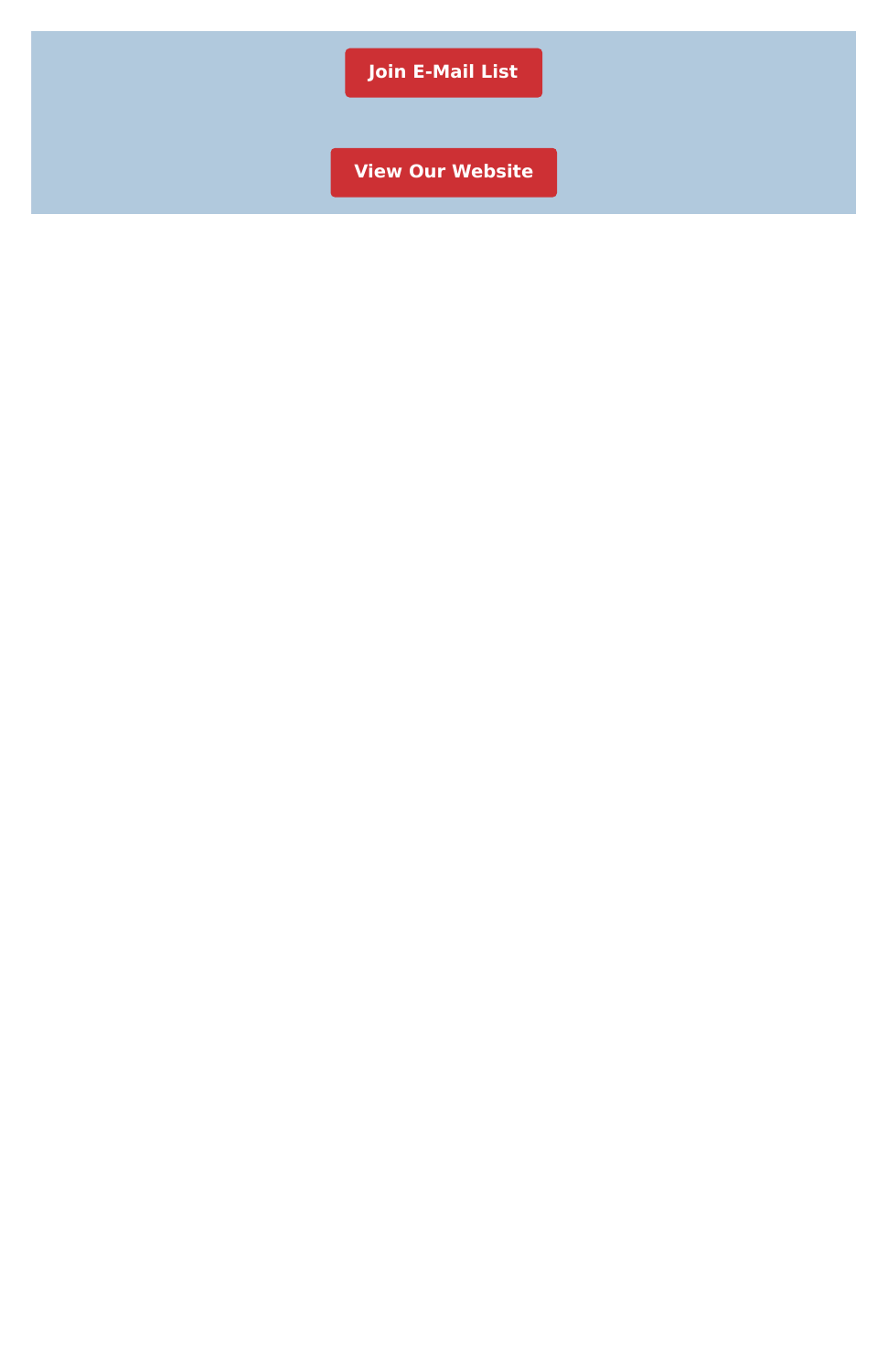Join E-Mail List

View Our Website